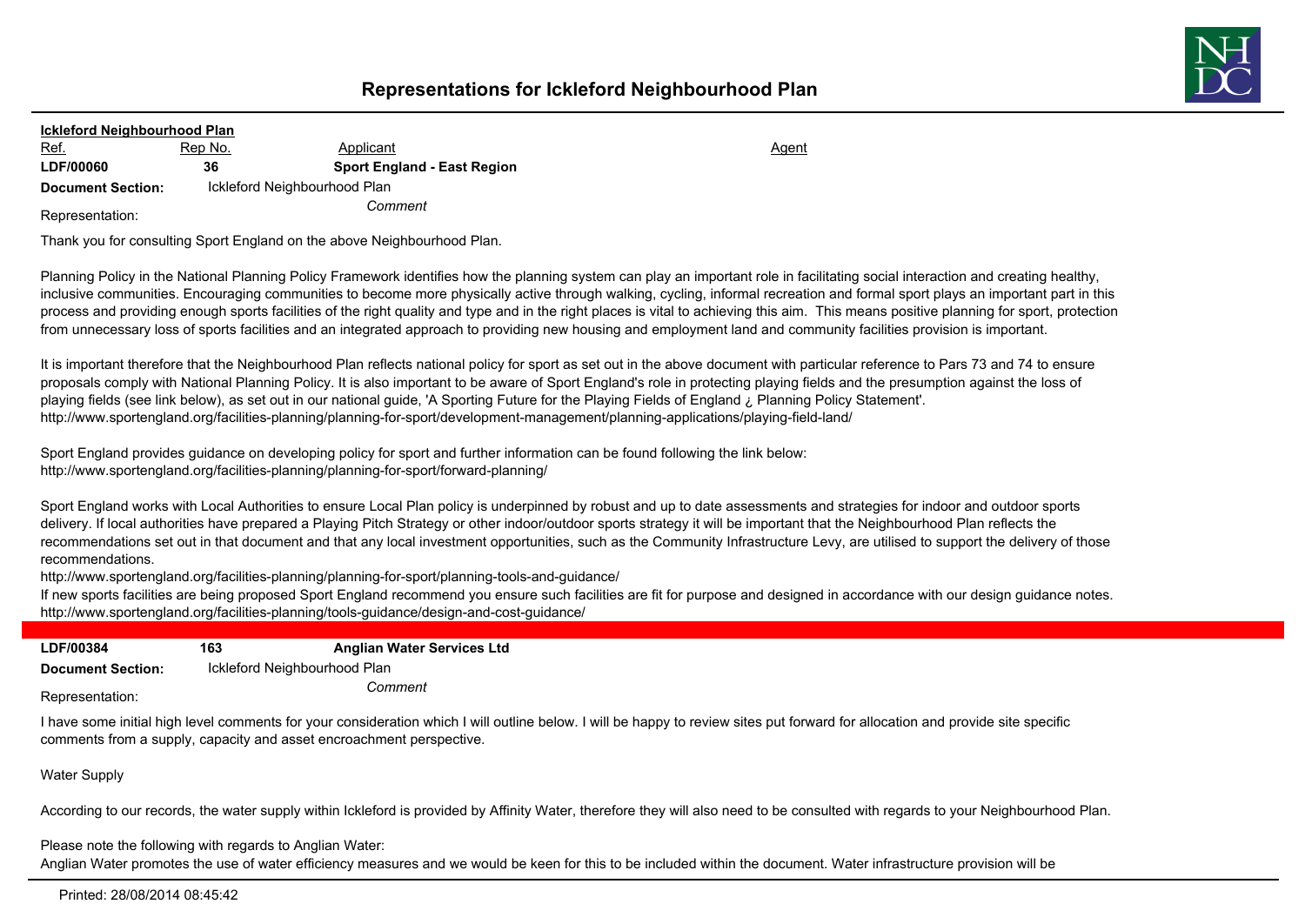# Representations for Ickleford Neighbourhood Plan

**Ickleford Neighbourhood Plan**

| Ref. | Rep No. | Applicant | Agent |
|---|---|---|---|
| **LDF/00060** | **36** | **Sport England - East Region** | |

**Document Section:** Ickleford Neighbourhood Plan

Representation: *Comment*

Thank you for consulting Sport England on the above Neighbourhood Plan.

Planning Policy in the National Planning Policy Framework identifies how the planning system can play an important role in facilitating social interaction and creating healthy, inclusive communities. Encouraging communities to become more physically active through walking, cycling, informal recreation and formal sport plays an important part in this process and providing enough sports facilities of the right quality and type and in the right places is vital to achieving this aim. This means positive planning for sport, protection from unnecessary loss of sports facilities and an integrated approach to providing new housing and employment land and community facilities provision is important.

It is important therefore that the Neighbourhood Plan reflects national policy for sport as set out in the above document with particular reference to Pars 73 and 74 to ensure proposals comply with National Planning Policy. It is also important to be aware of Sport England's role in protecting playing fields and the presumption against the loss of playing fields (see link below), as set out in our national guide, 'A Sporting Future for the Playing Fields of England ¿ Planning Policy Statement'.
http://www.sportengland.org/facilities-planning/planning-for-sport/development-management/planning-applications/playing-field-land/

Sport England provides guidance on developing policy for sport and further information can be found following the link below:
http://www.sportengland.org/facilities-planning/planning-for-sport/forward-planning/

Sport England works with Local Authorities to ensure Local Plan policy is underpinned by robust and up to date assessments and strategies for indoor and outdoor sports delivery. If local authorities have prepared a Playing Pitch Strategy or other indoor/outdoor sports strategy it will be important that the Neighbourhood Plan reflects the recommendations set out in that document and that any local investment opportunities, such as the Community Infrastructure Levy, are utilised to support the delivery of those recommendations.
http://www.sportengland.org/facilities-planning/planning-for-sport/planning-tools-and-guidance/
If new sports facilities are being proposed Sport England recommend you ensure such facilities are fit for purpose and designed in accordance with our design guidance notes.
http://www.sportengland.org/facilities-planning/tools-guidance/design-and-cost-guidance/

| | | |
|---|---|---|
| **LDF/00384** | **163** | **Anglian Water Services Ltd** |

**Document Section:** Ickleford Neighbourhood Plan

Representation: *Comment*

I have some initial high level comments for your consideration which I will outline below. I will be happy to review sites put forward for allocation and provide site specific comments from a supply, capacity and asset encroachment perspective.

Water Supply

According to our records, the water supply within Ickleford is provided by Affinity Water, therefore they will also need to be consulted with regards to your Neighbourhood Plan.

Please note the following with regards to Anglian Water:
Anglian Water promotes the use of water efficiency measures and we would be keen for this to be included within the document. Water infrastructure provision will be

Printed: 28/08/2014 08:45:42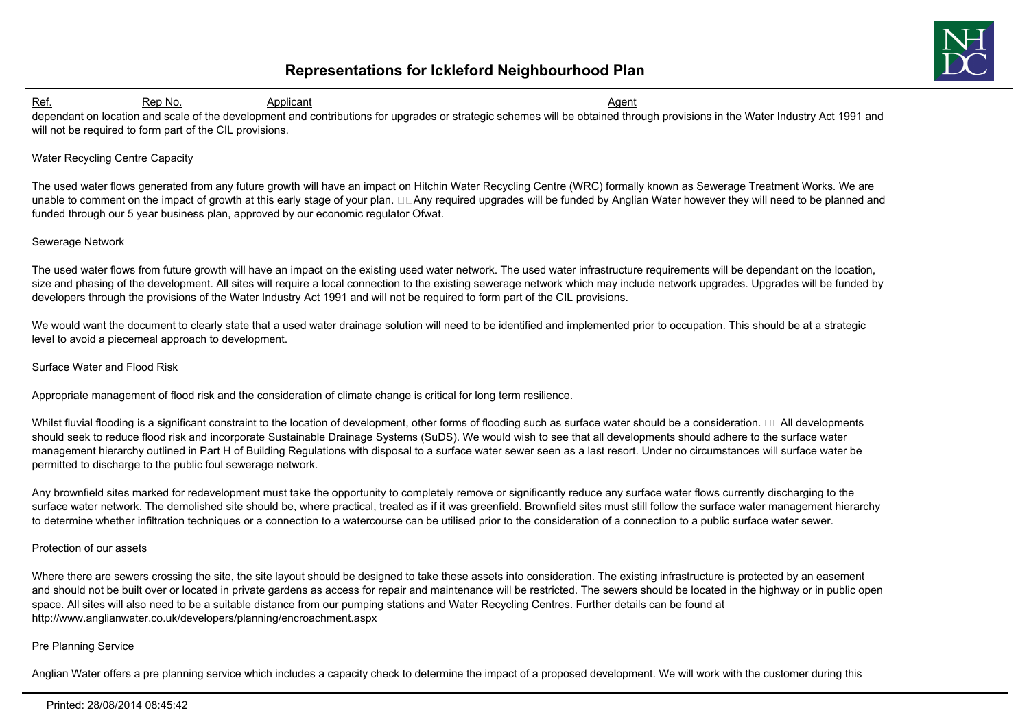| Ref. | Rep No. | Applicant | Agent |
|---|---|---|---|

dependant on location and scale of the development and contributions for upgrades or strategic schemes will be obtained through provisions in the Water Industry Act 1991 and will not be required to form part of the CIL provisions.

Water Recycling Centre Capacity

The used water flows generated from any future growth will have an impact on Hitchin Water Recycling Centre (WRC) formally known as Sewerage Treatment Works. We are unable to comment on the impact of growth at this early stage of your plan. □□Any required upgrades will be funded by Anglian Water however they will need to be planned and funded through our 5 year business plan, approved by our economic regulator Ofwat.

Sewerage Network

The used water flows from future growth will have an impact on the existing used water network. The used water infrastructure requirements will be dependant on the location, size and phasing of the development. All sites will require a local connection to the existing sewerage network which may include network upgrades. Upgrades will be funded by developers through the provisions of the Water Industry Act 1991 and will not be required to form part of the CIL provisions.

We would want the document to clearly state that a used water drainage solution will need to be identified and implemented prior to occupation. This should be at a strategic level to avoid a piecemeal approach to development.

Surface Water and Flood Risk

Appropriate management of flood risk and the consideration of climate change is critical for long term resilience.

Whilst fluvial flooding is a significant constraint to the location of development, other forms of flooding such as surface water should be a consideration. □□All developments should seek to reduce flood risk and incorporate Sustainable Drainage Systems (SuDS). We would wish to see that all developments should adhere to the surface water management hierarchy outlined in Part H of Building Regulations with disposal to a surface water sewer seen as a last resort. Under no circumstances will surface water be permitted to discharge to the public foul sewerage network.

Any brownfield sites marked for redevelopment must take the opportunity to completely remove or significantly reduce any surface water flows currently discharging to the surface water network. The demolished site should be, where practical, treated as if it was greenfield. Brownfield sites must still follow the surface water management hierarchy to determine whether infiltration techniques or a connection to a watercourse can be utilised prior to the consideration of a connection to a public surface water sewer.

Protection of our assets

Where there are sewers crossing the site, the site layout should be designed to take these assets into consideration. The existing infrastructure is protected by an easement and should not be built over or located in private gardens as access for repair and maintenance will be restricted. The sewers should be located in the highway or in public open space. All sites will also need to be a suitable distance from our pumping stations and Water Recycling Centres. Further details can be found at http://www.anglianwater.co.uk/developers/planning/encroachment.aspx

Pre Planning Service

Anglian Water offers a pre planning service which includes a capacity check to determine the impact of a proposed development. We will work with the customer during this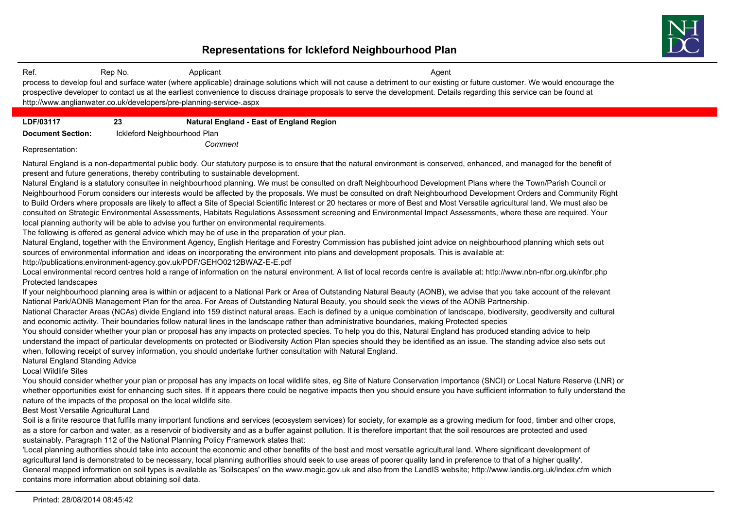| Ref. | Rep No. | Applicant | Agent |
|---|---|---|---|

process to develop foul and surface water (where applicable) drainage solutions which will not cause a detriment to our existing or future customer. We would encourage the prospective developer to contact us at the earliest convenience to discuss drainage proposals to serve the development. Details regarding this service can be found at http://www.anglianwater.co.uk/developers/pre-planning-service-.aspx

---

**LDF/03117** | **23** | **Natural England - East of England Region**

**Document Section:** Ickleford Neighbourhood Plan

Representation: *Comment*

Natural England is a non-departmental public body. Our statutory purpose is to ensure that the natural environment is conserved, enhanced, and managed for the benefit of present and future generations, thereby contributing to sustainable development.

Natural England is a statutory consultee in neighbourhood planning. We must be consulted on draft Neighbourhood Development Plans where the Town/Parish Council or Neighbourhood Forum considers our interests would be affected by the proposals. We must be consulted on draft Neighbourhood Development Orders and Community Right to Build Orders where proposals are likely to affect a Site of Special Scientific Interest or 20 hectares or more of Best and Most Versatile agricultural land. We must also be consulted on Strategic Environmental Assessments, Habitats Regulations Assessment screening and Environmental Impact Assessments, where these are required. Your local planning authority will be able to advise you further on environmental requirements.

The following is offered as general advice which may be of use in the preparation of your plan.

Natural England, together with the Environment Agency, English Heritage and Forestry Commission has published joint advice on neighbourhood planning which sets out sources of environmental information and ideas on incorporating the environment into plans and development proposals. This is available at:

http://publications.environment-agency.gov.uk/PDF/GEHO0212BWAZ-E-E.pdf

Local environmental record centres hold a range of information on the natural environment. A list of local records centre is available at: http://www.nbn-nfbr.org.uk/nfbr.php

Protected landscapes

If your neighbourhood planning area is within or adjacent to a National Park or Area of Outstanding Natural Beauty (AONB), we advise that you take account of the relevant National Park/AONB Management Plan for the area. For Areas of Outstanding Natural Beauty, you should seek the views of the AONB Partnership.

National Character Areas (NCAs) divide England into 159 distinct natural areas. Each is defined by a unique combination of landscape, biodiversity, geodiversity and cultural and economic activity. Their boundaries follow natural lines in the landscape rather than administrative boundaries, making Protected species

You should consider whether your plan or proposal has any impacts on protected species. To help you do this, Natural England has produced standing advice to help understand the impact of particular developments on protected or Biodiversity Action Plan species should they be identified as an issue. The standing advice also sets out when, following receipt of survey information, you should undertake further consultation with Natural England.

Natural England Standing Advice

Local Wildlife Sites

You should consider whether your plan or proposal has any impacts on local wildlife sites, eg Site of Nature Conservation Importance (SNCI) or Local Nature Reserve (LNR) or whether opportunities exist for enhancing such sites. If it appears there could be negative impacts then you should ensure you have sufficient information to fully understand the nature of the impacts of the proposal on the local wildlife site.

Best Most Versatile Agricultural Land

Soil is a finite resource that fulfils many important functions and services (ecosystem services) for society, for example as a growing medium for food, timber and other crops, as a store for carbon and water, as a reservoir of biodiversity and as a buffer against pollution. It is therefore important that the soil resources are protected and used sustainably. Paragraph 112 of the National Planning Policy Framework states that:

'Local planning authorities should take into account the economic and other benefits of the best and most versatile agricultural land. Where significant development of agricultural land is demonstrated to be necessary, local planning authorities should seek to use areas of poorer quality land in preference to that of a higher quality'.

General mapped information on soil types is available as 'Soilscapes' on the www.magic.gov.uk and also from the LandIS website; http://www.landis.org.uk/index.cfm which contains more information about obtaining soil data.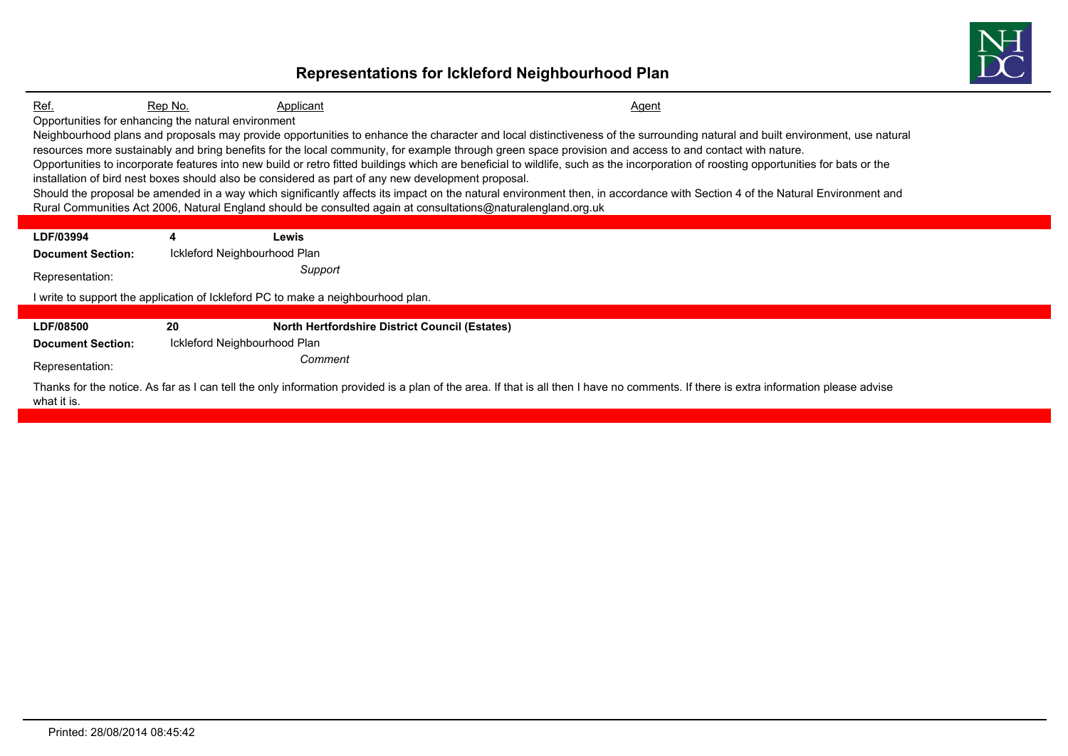# Representations for Ickleford Neighbourhood Plan

| Ref. | Rep No. | Applicant | Agent |
|---|---|---|---|

Opportunities for enhancing the natural environment

Neighbourhood plans and proposals may provide opportunities to enhance the character and local distinctiveness of the surrounding natural and built environment, use natural resources more sustainably and bring benefits for the local community, for example through green space provision and access to and contact with nature.

Opportunities to incorporate features into new build or retro fitted buildings which are beneficial to wildlife, such as the incorporation of roosting opportunities for bats or the installation of bird nest boxes should also be considered as part of any new development proposal.

Should the proposal be amended in a way which significantly affects its impact on the natural environment then, in accordance with Section 4 of the Natural Environment and Rural Communities Act 2006, Natural England should be consulted again at consultations@naturalengland.org.uk

---

**LDF/03994** **4** **Lewis**

**Document Section:** Ickleford Neighbourhood Plan

Representation: *Support*

I write to support the application of Ickleford PC to make a neighbourhood plan.

---

**LDF/08500** **20** **North Hertfordshire District Council (Estates)**

**Document Section:** Ickleford Neighbourhood Plan

Representation: *Comment*

Thanks for the notice. As far as I can tell the only information provided is a plan of the area. If that is all then I have no comments. If there is extra information please advise what it is.

---

Printed: 28/08/2014 08:45:42